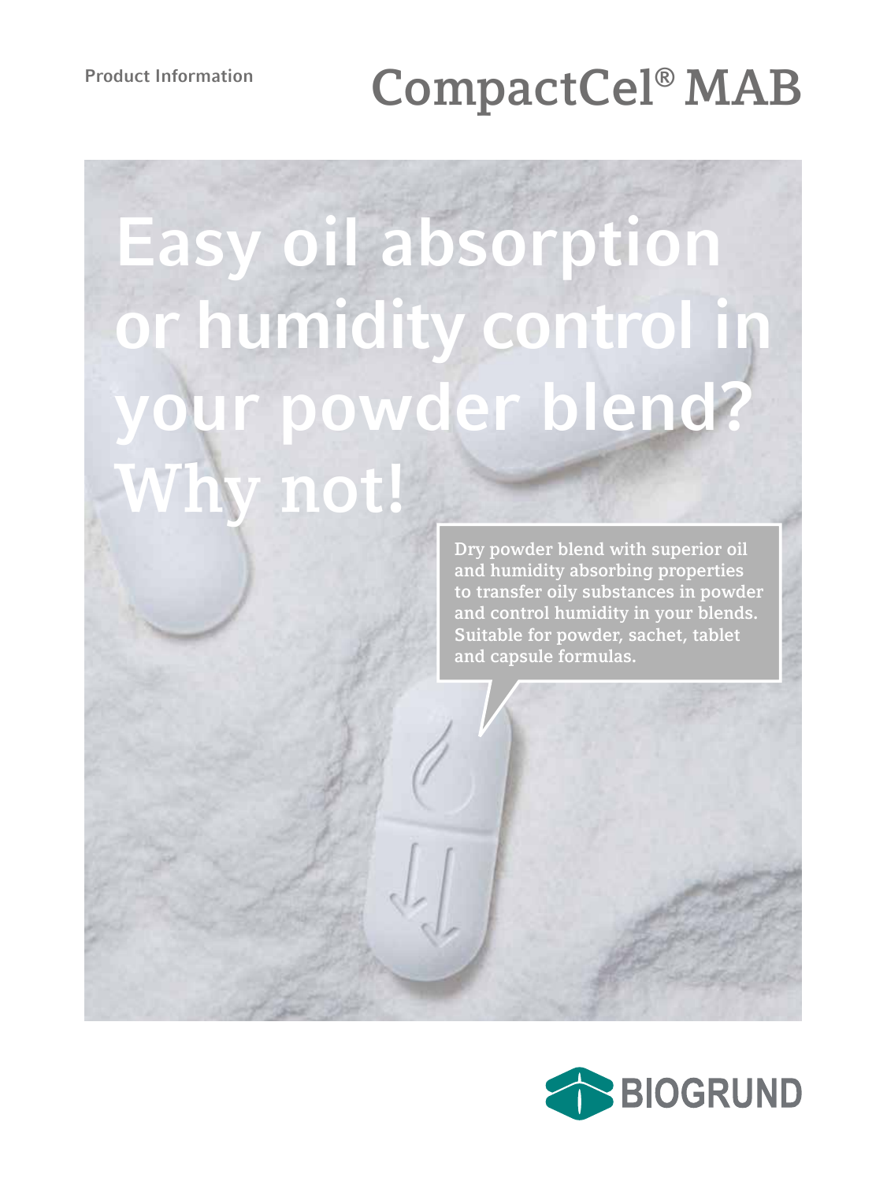Product Information

# CompactCel® MAB

## Easy oil absorption or humidity control in your powder blend? Why not!

Dry powder blend with superior oil and humidity absorbing properties to transfer oily substances in powder and control humidity in your blends. Suitable for powder, sachet, tablet and capsule formulas.

BIOGRUND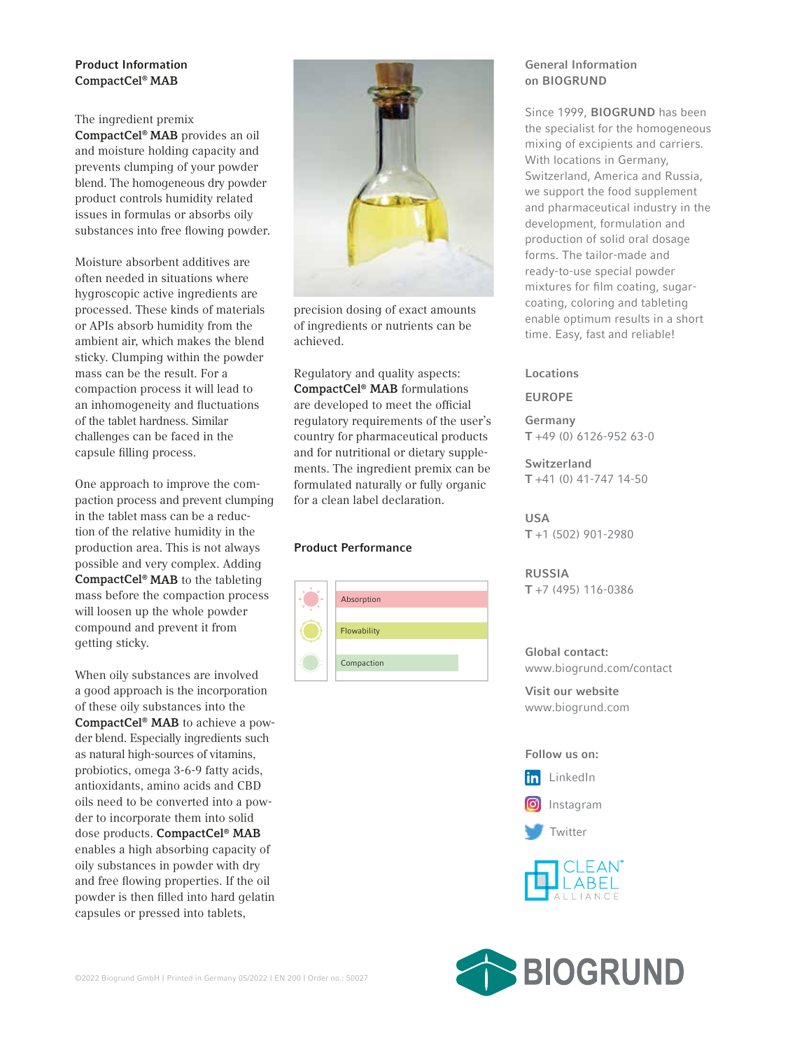## Product Information CompactCel® MAB

The ingredient premix **CompactCel® MAB** provides an oil and moisture holding capacity and prevents clumping of your powder blend. The homogeneous dry powder product controls humidity related issues in formulas or absorbs oily substances into free flowing powder.

Moisture absorbent additives are often needed in situations where hygroscopic active ingredients are processed. These kinds of materials or APIs absorb humidity from the ambient air, which makes the blend sticky. Clumping within the powder mass can be the result. For a compaction process it will lead to an inhomogeneity and fluctuations of the tablet hardness. Similar challenges can be faced in the capsule filling process.

One approach to improve the compaction process and prevent clumping in the tablet mass can be a reduction of the relative humidity in the production area. This is not always possible and very complex. Adding **CompactCel® MAB** to the tableting mass before the compaction process will loosen up the whole powder compound and prevent it from getting sticky.

When oily substances are involved a good approach is the incorporation of these oily substances into the **CompactCel® MAB** to achieve a powder blend. Especially ingredients such as natural high-sources of vitamins, probiotics, omega 3-6-9 fatty acids, antioxidants, amino acids and CBD oils need to be converted into a powder to incorporate them into solid dose products. **CompactCel® MAB** enables a high absorbing capacity of oily substances in powder with dry and free flowing properties. If the oil powder is then filled into hard gelatin capsules or pressed into tablets, precision dosing of exact amounts of ingredients or nutrients can be achieved.

Regulatory and quality aspects: **CompactCel® MAB** formulations are developed to meet the official regulatory requirements of the user's country for pharmaceutical products and for nutritional or dietary supplements. The ingredient premix can be formulated naturally or fully organic for a clean label declaration.

### Product Performance

Absorption

Flowability

Compaction

## General Information on BIOGRUND

Since 1999, **BIOGRUND** has been the specialist for the homogeneous mixing of excipients and carriers. With locations in Germany, Switzerland, America and Russia, we support the food supplement and pharmaceutical industry in the development, formulation and production of solid oral dosage forms. The tailor-made and ready-to-use special powder mixtures for film coating, sugar-coating, coloring and tableting enable optimum results in a short time. Easy, fast and reliable!

### Locations

**EUROPE**

**Germany**
**T** +49 (0) 6126-952 63-0

**Switzerland**
**T** +41 (0) 41-747 14-50

**USA**
**T** +1 (502) 901-2980

**RUSSIA**
**T** +7 (495) 116-0386

**Global contact:**
www.biogrund.com/contact

**Visit our website**
www.biogrund.com

**Follow us on:**

- LinkedIn
- Instagram
- Twitter

CLEAN LABEL ALLIANCE

©2022 Biogrund GmbH | Printed in Germany 05/2022 | EN 200 | Order no.: 50027

BIOGRUND